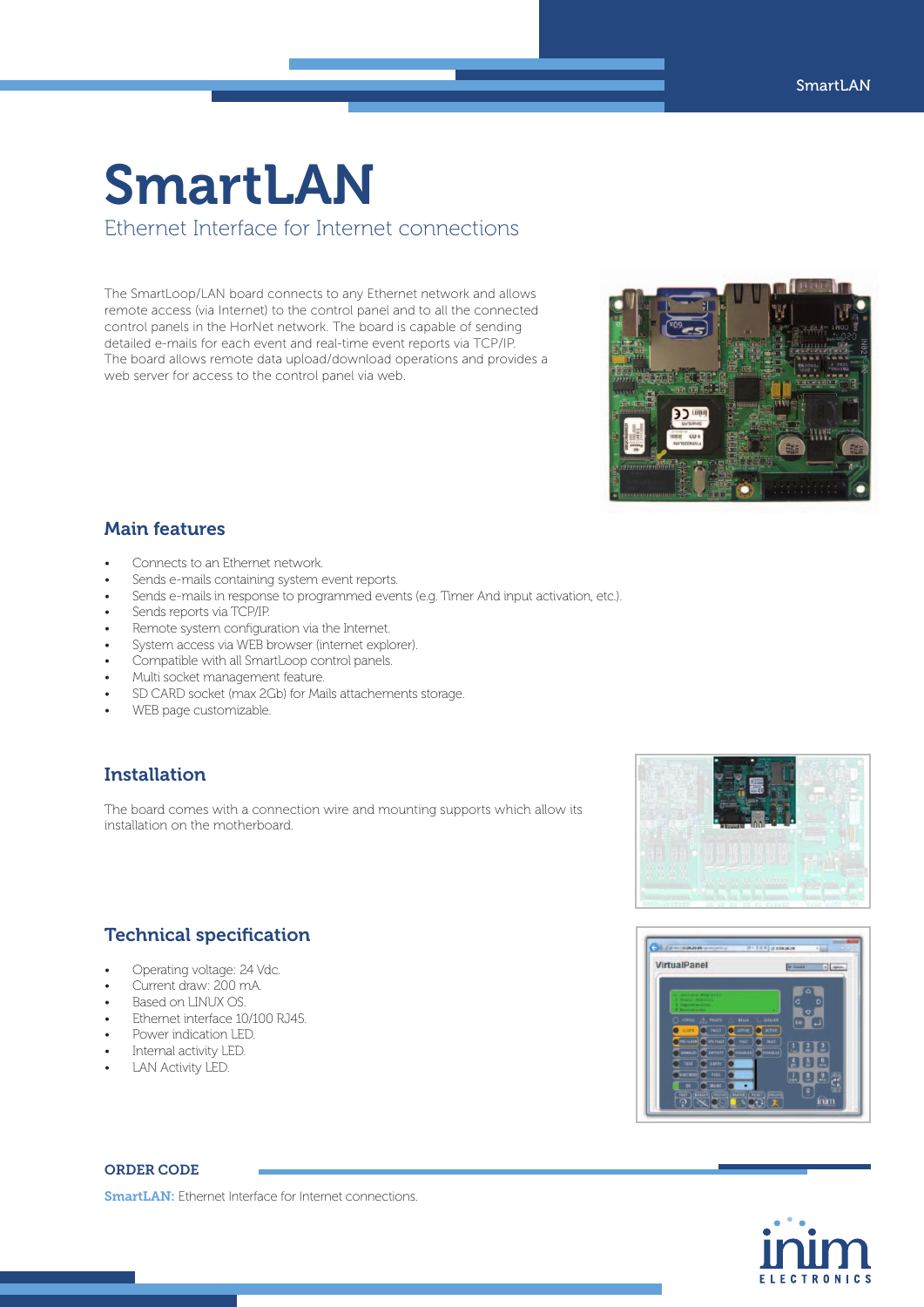# SmartLAN

Ethernet Interface for Internet connections

The SmartLoop/LAN board connects to any Ethernet network and allows remote access (via Internet) to the control panel and to all the connected control panels in the HorNet network. The board is capable of sending detailed e-mails for each event and real-time event reports via TCP/IP. The board allows remote data upload/download operations and provides a web server for access to the control panel via web.

## Main features

- Connects to an Ethernet network.
- Sends e-mails containing system event reports.
- Sends e-mails in response to programmed events (e.g. Timer And input activation, etc.).
- Sends reports via TCP/IP.
- Remote system configuration via the Internet.
- System access via WEB browser (internet explorer).
- Compatible with all SmartLoop control panels.
- Multi socket management feature.
- SD CARD socket (max 2Gb) for Mails attachements storage.
- WEB page customizable.

## Installation

The board comes with a connection wire and mounting supports which allow its installation on the motherboard.

## Technical specification

- Operating voltage: 24 Vdc.
- Current draw: 200 mA.
- Based on LINUX OS.
- Ethernet interface 10/100 RJ45.
- Power indication LED.
- Internal activity LED.
- LAN Activity LED.

### ORDER CODE

**SmartLAN:** Ethernet Interface for Internet connections.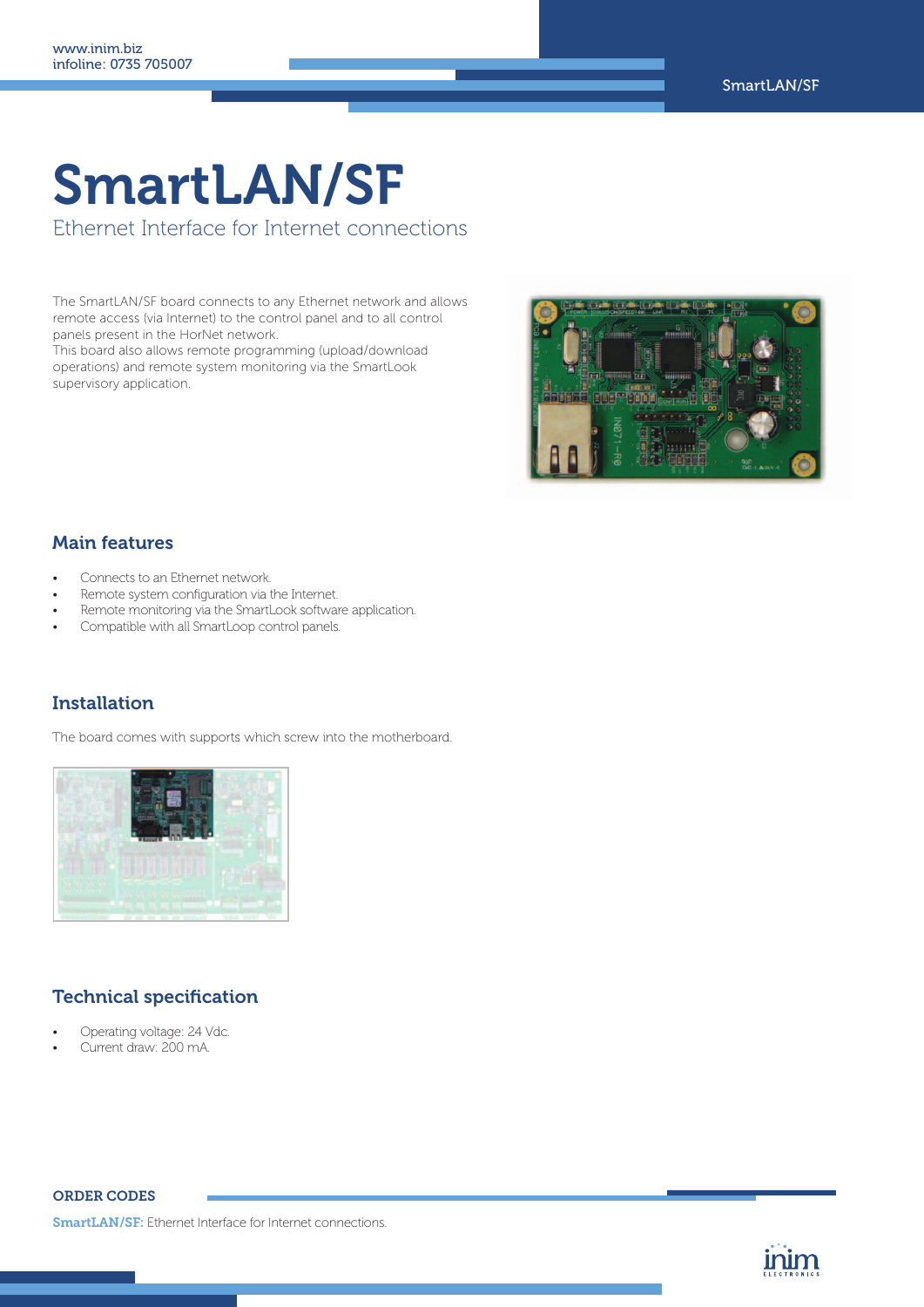# SmartLAN/SF

Ethernet Interface for Internet connections

The SmartLAN/SF board connects to any Ethernet network and allows remote access (via Internet) to the control panel and to all control panels present in the HorNet network.
This board also allows remote programming (upload/download operations) and remote system monitoring via the SmartLook supervisory application.

## Main features

- Connects to an Ethernet network.
- Remote system configuration via the Internet.
- Remote monitoring via the SmartLook software application.
- Compatible with all SmartLoop control panels.

## Installation

The board comes with supports which screw into the motherboard.

## Technical specification

- Operating voltage: 24 Vdc.
- Current draw: 200 mA.

### ORDER CODES

**SmartLAN/SF:** Ethernet Interface for Internet connections.